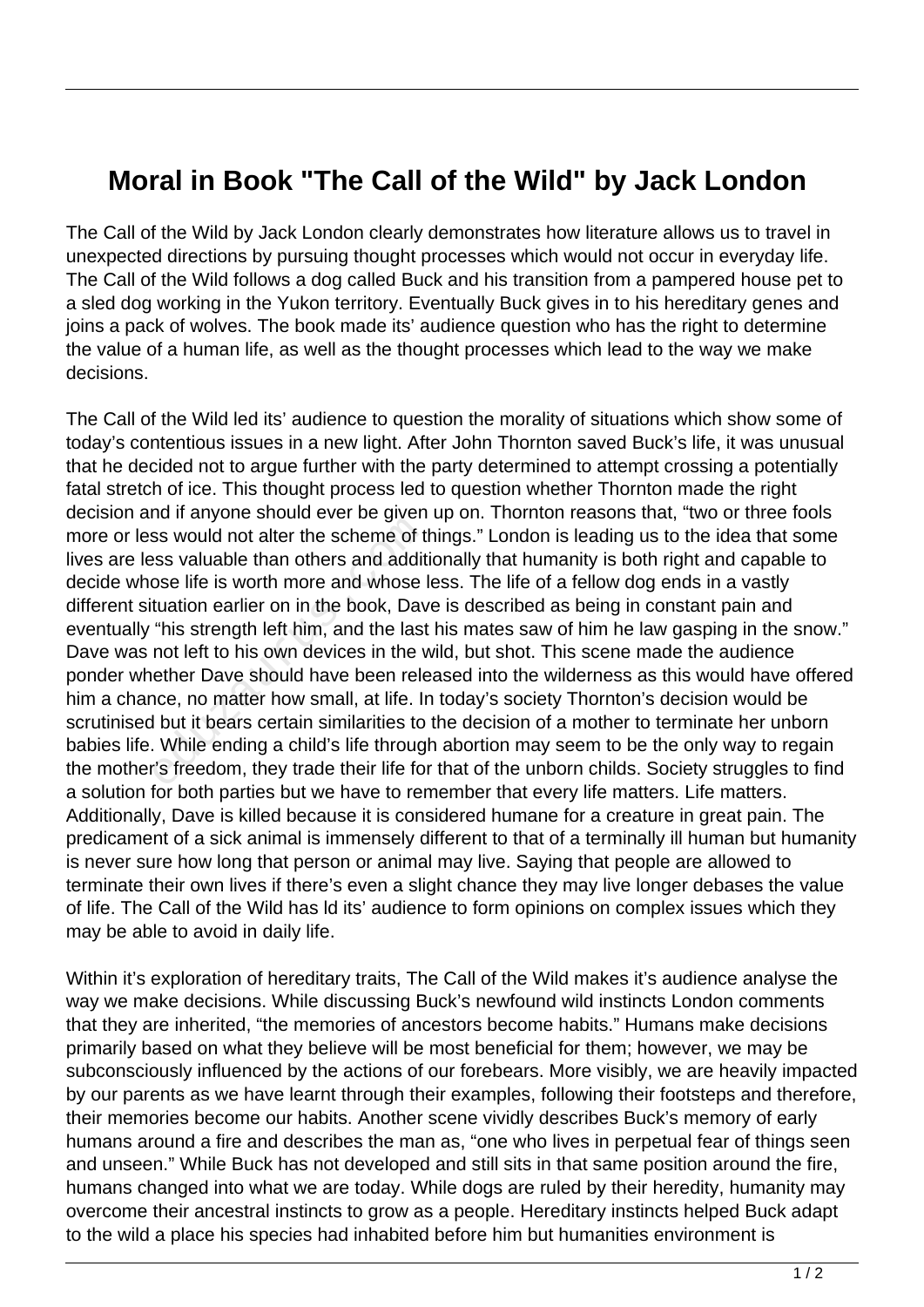# Moral in Book "The Call of the Wild" by Jack London

The Call of the Wild by Jack London clearly demonstrates how literature allows us to travel in unexpected directions by pursuing thought processes which would not occur in everyday life. The Call of the Wild follows a dog called Buck and his transition from a pampered house pet to a sled dog working in the Yukon territory. Eventually Buck gives in to his hereditary genes and joins a pack of wolves. The book made its' audience question who has the right to determine the value of a human life, as well as the thought processes which lead to the way we make decisions.

The Call of the Wild led its' audience to question the morality of situations which show some of today's contentious issues in a new light. After John Thornton saved Buck's life, it was unusual that he decided not to argue further with the party determined to attempt crossing a potentially fatal stretch of ice. This thought process led to question whether Thornton made the right decision and if anyone should ever be given up on. Thornton reasons that, "two or three fools more or less would not alter the scheme of things." London is leading us to the idea that some lives are less valuable than others and additionally that humanity is both right and capable to decide whose life is worth more and whose less. The life of a fellow dog ends in a vastly different situation earlier on in the book, Dave is described as being in constant pain and eventually "his strength left him, and the last his mates saw of him he law gasping in the snow." Dave was not left to his own devices in the wild, but shot. This scene made the audience ponder whether Dave should have been released into the wilderness as this would have offered him a chance, no matter how small, at life. In today's society Thornton's decision would be scrutinised but it bears certain similarities to the decision of a mother to terminate her unborn babies life. While ending a child's life through abortion may seem to be the only way to regain the mother's freedom, they trade their life for that of the unborn childs. Society struggles to find a solution for both parties but we have to remember that every life matters. Life matters. Additionally, Dave is killed because it is considered humane for a creature in great pain. The predicament of a sick animal is immensely different to that of a terminally ill human but humanity is never sure how long that person or animal may live. Saying that people are allowed to terminate their own lives if there's even a slight chance they may live longer debases the value of life. The Call of the Wild has ld its' audience to form opinions on complex issues which they may be able to avoid in daily life.

Within it's exploration of hereditary traits, The Call of the Wild makes it's audience analyse the way we make decisions. While discussing Buck's newfound wild instincts London comments that they are inherited, "the memories of ancestors become habits." Humans make decisions primarily based on what they believe will be most beneficial for them; however, we may be subconsciously influenced by the actions of our forebears. More visibly, we are heavily impacted by our parents as we have learnt through their examples, following their footsteps and therefore, their memories become our habits. Another scene vividly describes Buck's memory of early humans around a fire and describes the man as, "one who lives in perpetual fear of things seen and unseen." While Buck has not developed and still sits in that same position around the fire, humans changed into what we are today. While dogs are ruled by their heredity, humanity may overcome their ancestral instincts to grow as a people. Hereditary instincts helped Buck adapt to the wild a place his species had inhabited before him but humanities environment is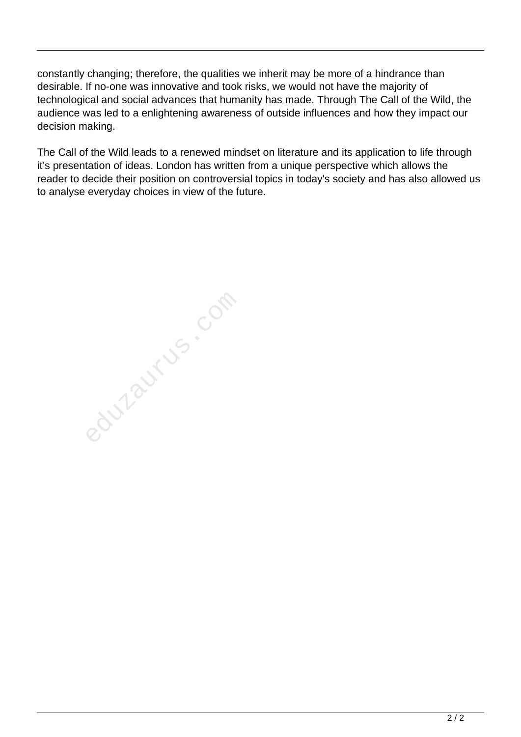constantly changing; therefore, the qualities we inherit may be more of a hindrance than desirable. If no-one was innovative and took risks, we would not have the majority of technological and social advances that humanity has made. Through The Call of the Wild, the audience was led to a enlightening awareness of outside influences and how they impact our decision making.

The Call of the Wild leads to a renewed mindset on literature and its application to life through it's presentation of ideas. London has written from a unique perspective which allows the reader to decide their position on controversial topics in today's society and has also allowed us to analyse everyday choices in view of the future.